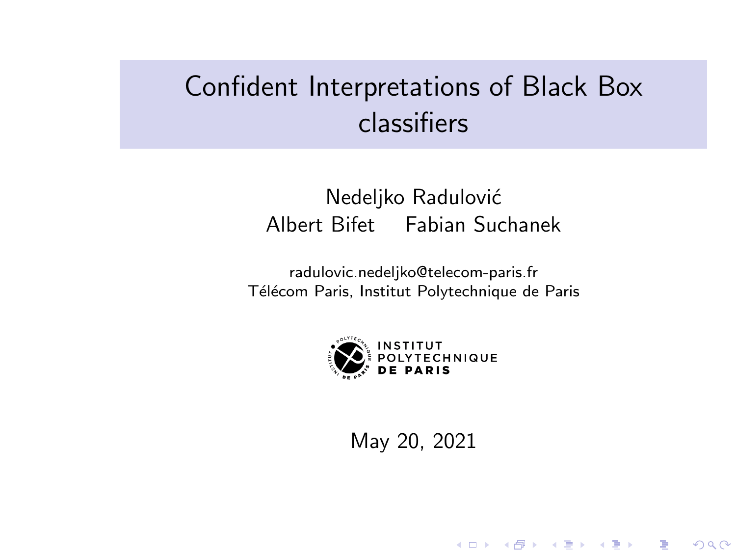# Confident Interpretations of Black Box classifiers

Nedeljko Radulović

Albert Bifet Fabian Suchanek

radulovic.nedeljko@telecom-paris.fr

Télécom Paris, Institut Polytechnique de Paris

INSTITUT POLYTECHNIQUE DE PARIS

May 20, 2021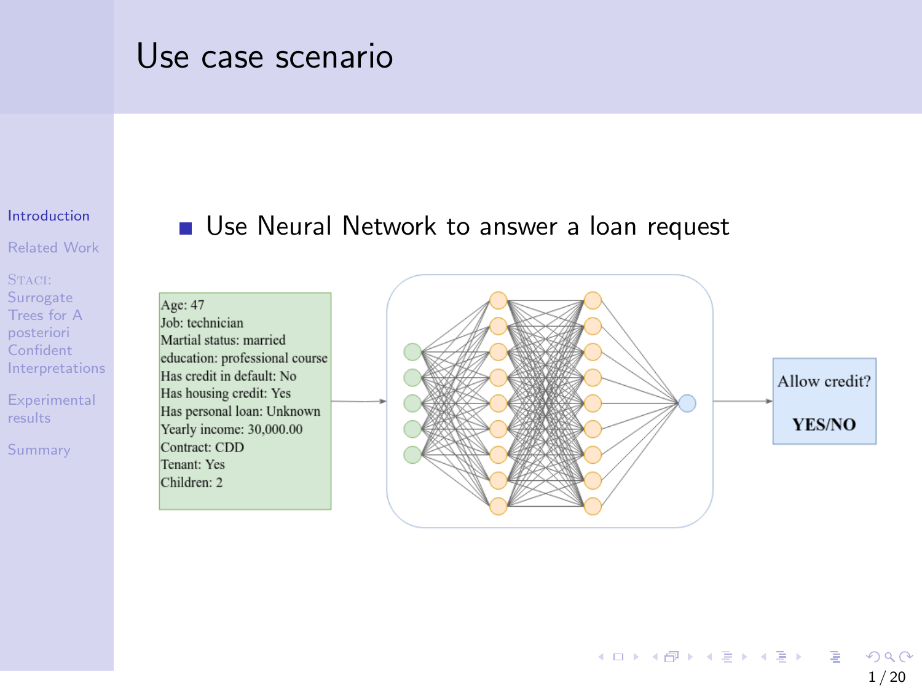# Use case scenario

- Use Neural Network to answer a loan request

Age: 47
Job: technician
Martial status: married
education: professional course
Has credit in default: No
Has housing credit: Yes
Has personal loan: Unknown
Yearly income: 30,000.00
Contract: CDD
Tenant: Yes
Children: 2

Allow credit?

**YES/NO**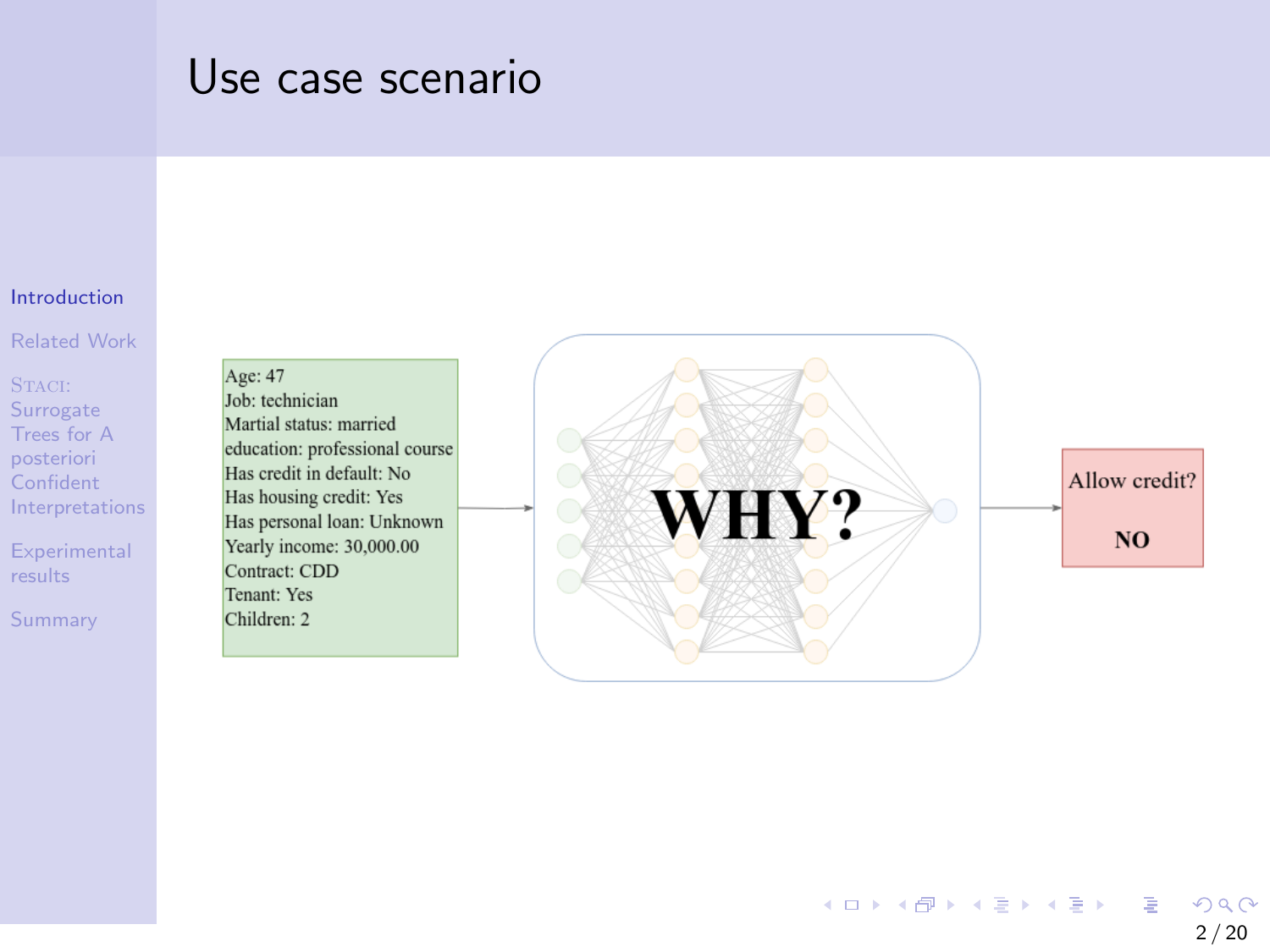# Use case scenario

Age: 47
Job: technician
Martial status: married
education: professional course
Has credit in default: No
Has housing credit: Yes
Has personal loan: Unknown
Yearly income: 30,000.00
Contract: CDD
Tenant: Yes
Children: 2

**WHY?**

Allow credit?

**NO**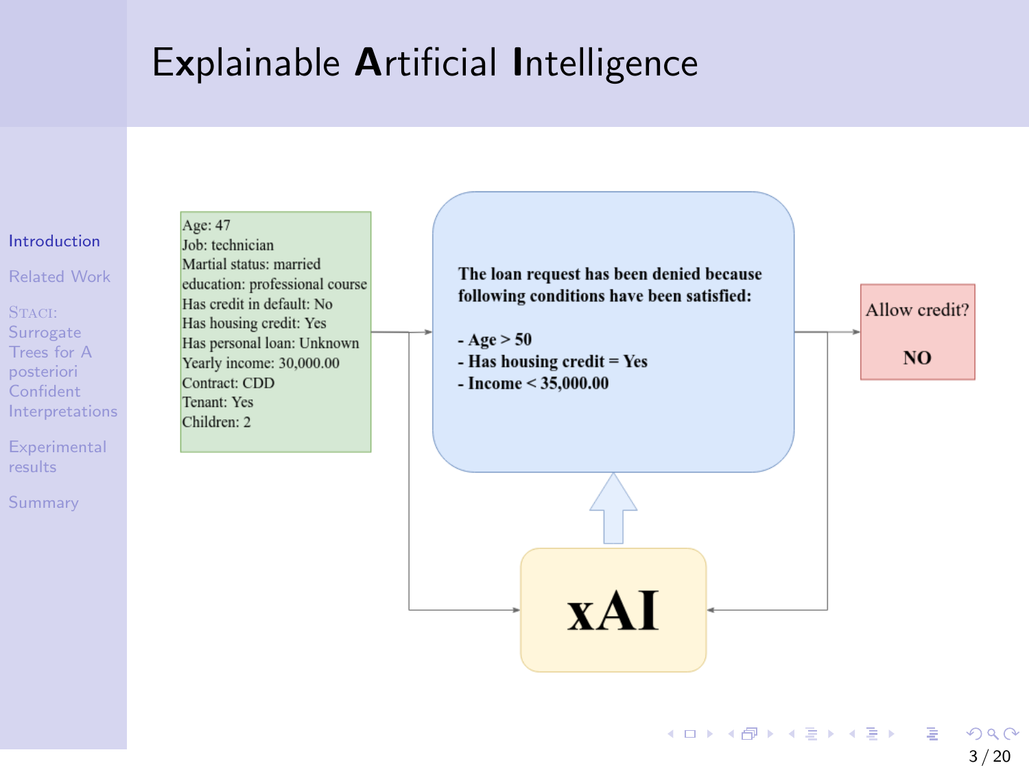# Explainable Artificial Intelligence

Age: 47
Job: technician
Martial status: married
education: professional course
Has credit in default: No
Has housing credit: Yes
Has personal loan: Unknown
Yearly income: 30,000.00
Contract: CDD
Tenant: Yes
Children: 2

**The loan request has been denied because following conditions have been satisfied:**

- **Age > 50**
- **Has housing credit = Yes**
- **Income < 35,000.00**

Allow credit?

**NO**

**xAI**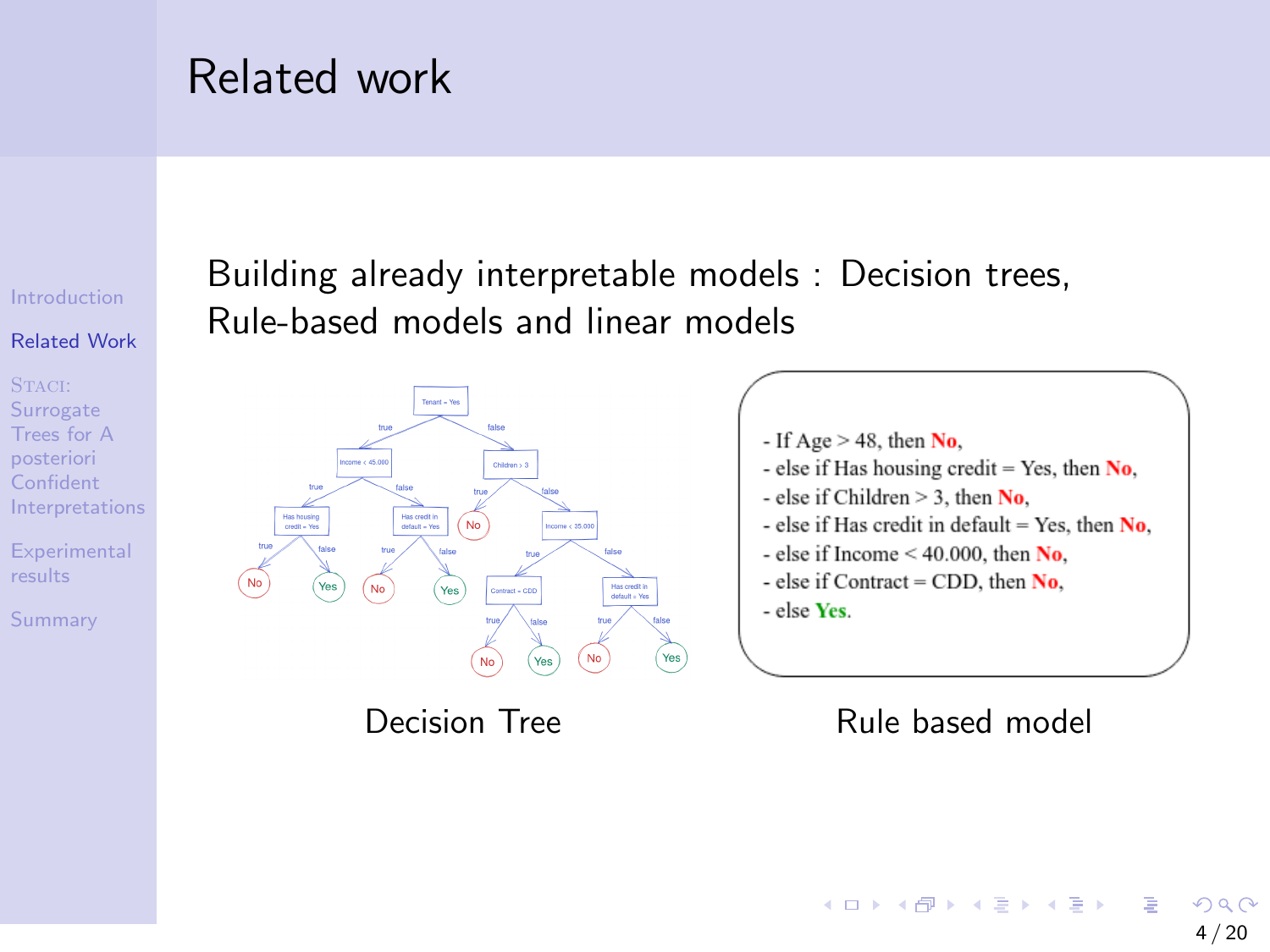# Related work

Building already interpretable models : Decision trees, Rule-based models and linear models

- If Age > 48, then **No**,
- else if Has housing credit = Yes, then **No**,
- else if Children > 3, then **No**,
- else if Has credit in default = Yes, then **No**,
- else if Income < 40.000, then **No**,
- else if Contract = CDD, then **No**,
- else **Yes**.

Decision Tree

Rule based model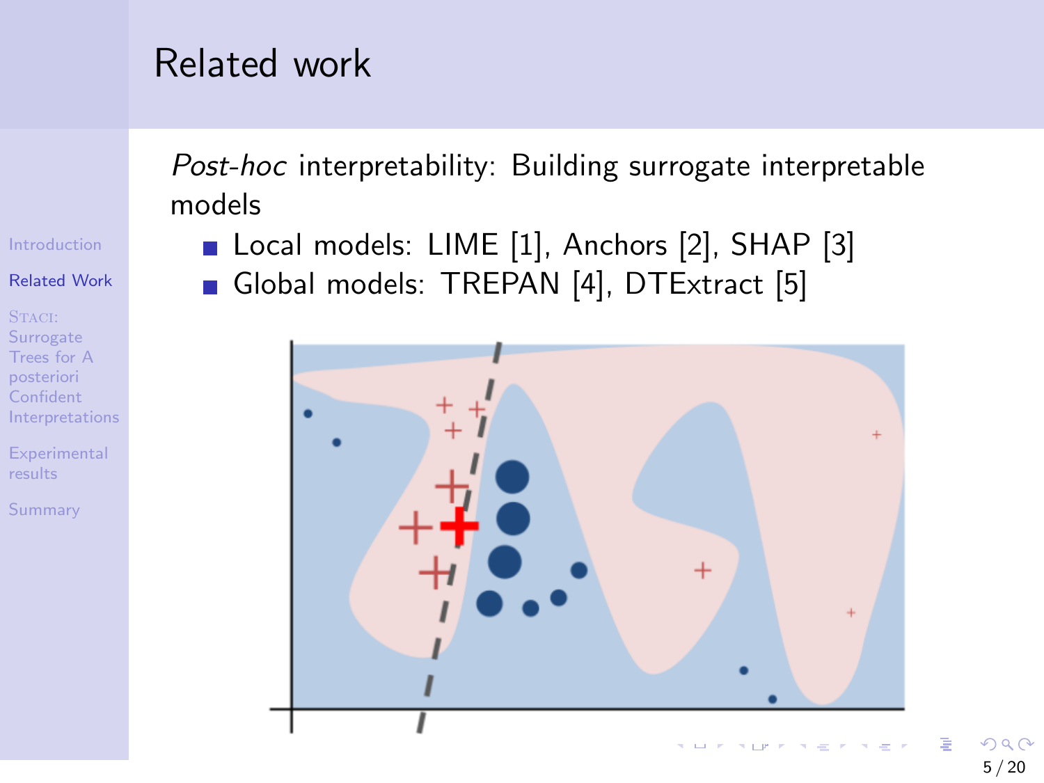# Related work

*Post-hoc* interpretability: Building surrogate interpretable models

- Local models: LIME [1], Anchors [2], SHAP [3]
- Global models: TREPAN [4], DTExtract [5]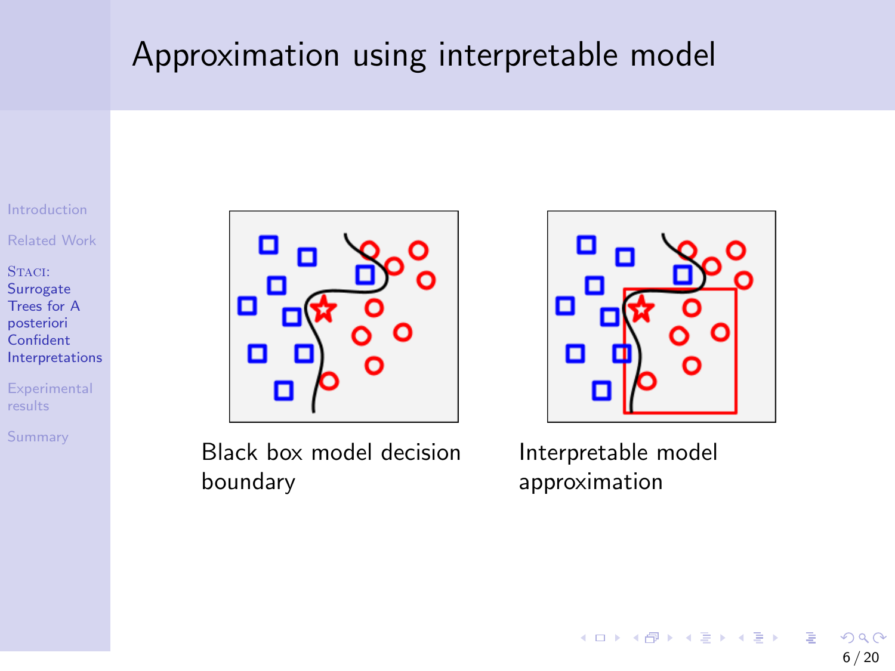# Approximation using interpretable model

Black box model decision boundary

Interpretable model approximation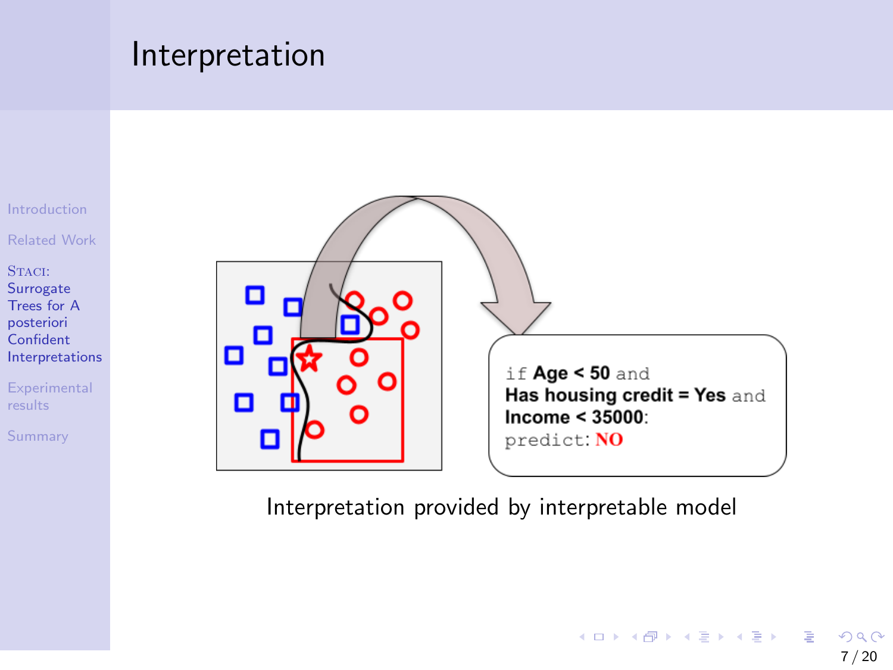# Interpretation

if **Age < 50** and
**Has housing credit = Yes** and
**Income < 35000**:
predict: **NO**

Interpretation provided by interpretable model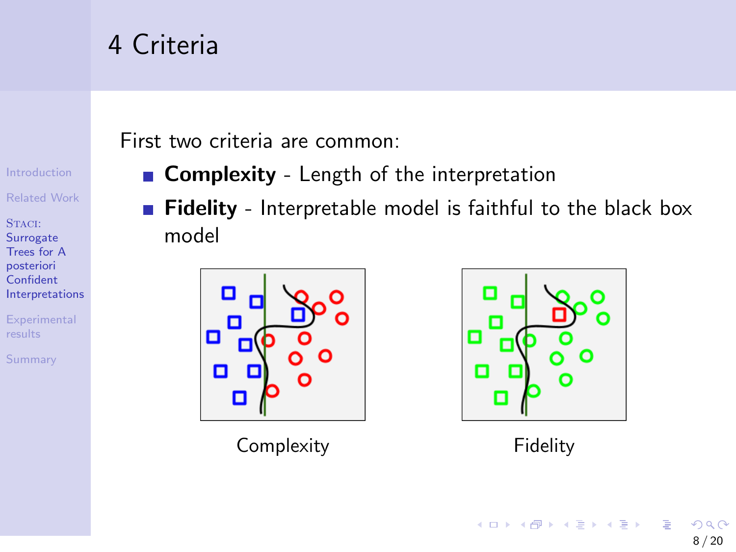# 4 Criteria

First two criteria are common:

- **Complexity** - Length of the interpretation
- **Fidelity** - Interpretable model is faithful to the black box model

Complexity

Fidelity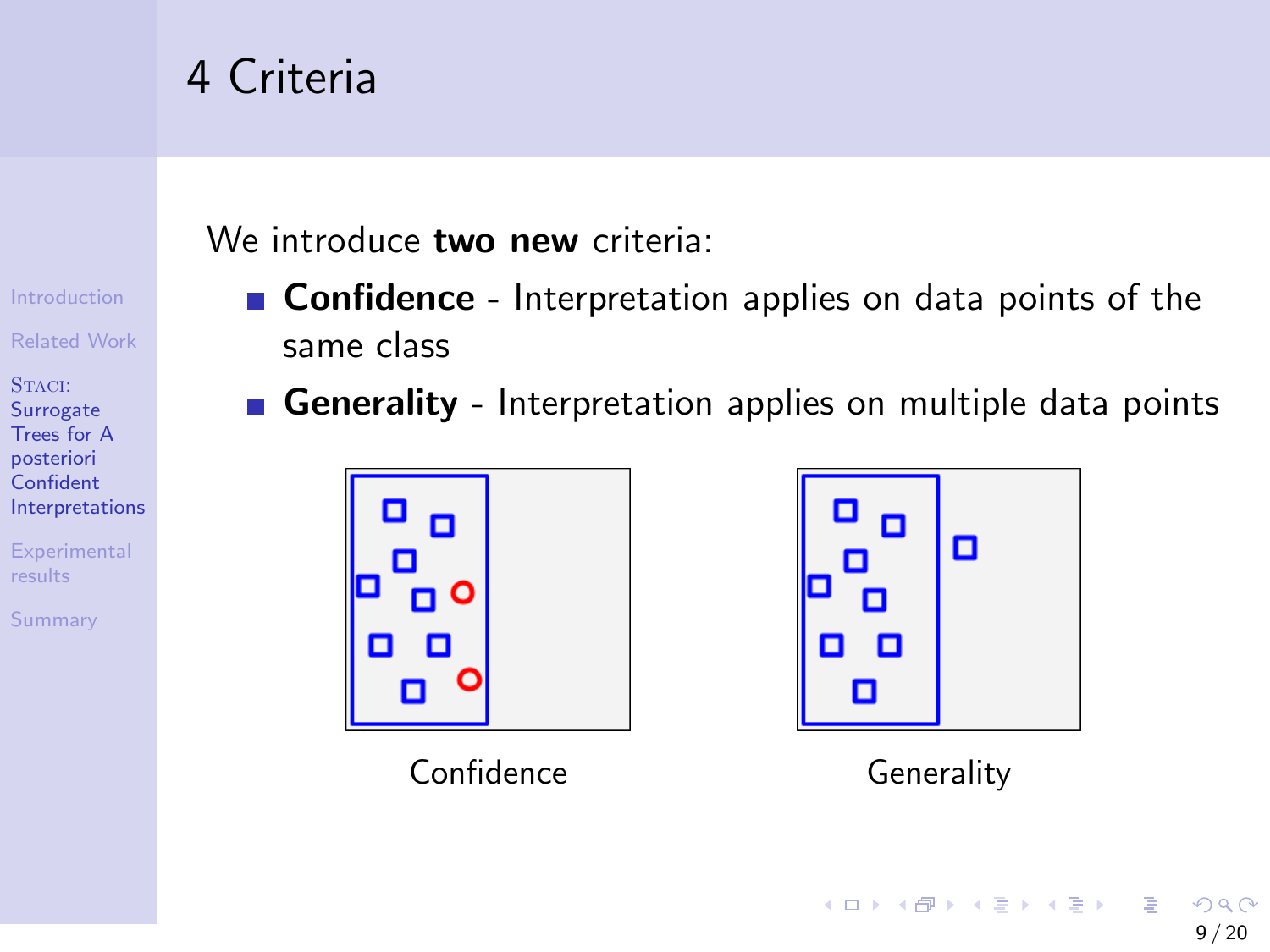# 4 Criteria

We introduce **two new** criteria:

- **Confidence** - Interpretation applies on data points of the same class
- **Generality** - Interpretation applies on multiple data points

Confidence

Generality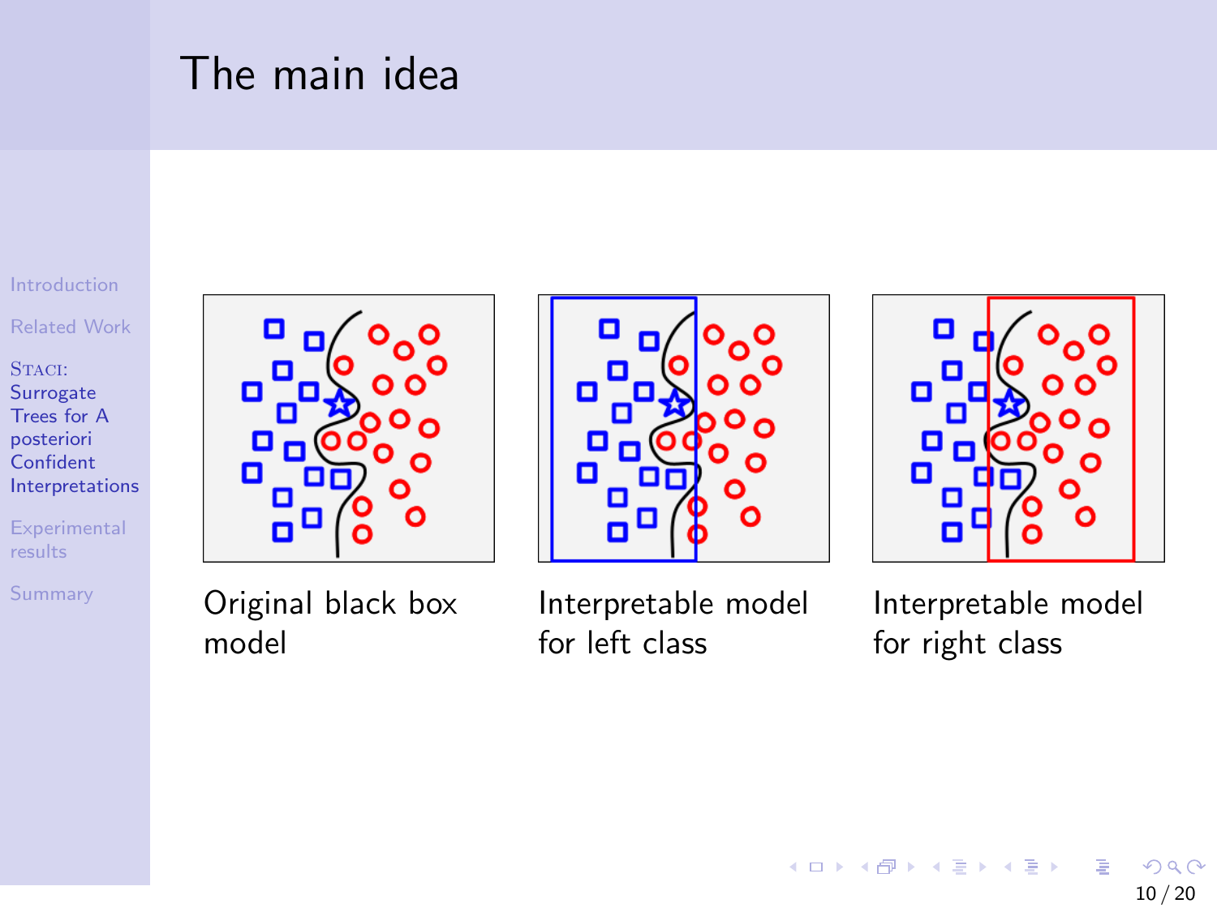# The main idea

Original black box model

Interpretable model for left class

Interpretable model for right class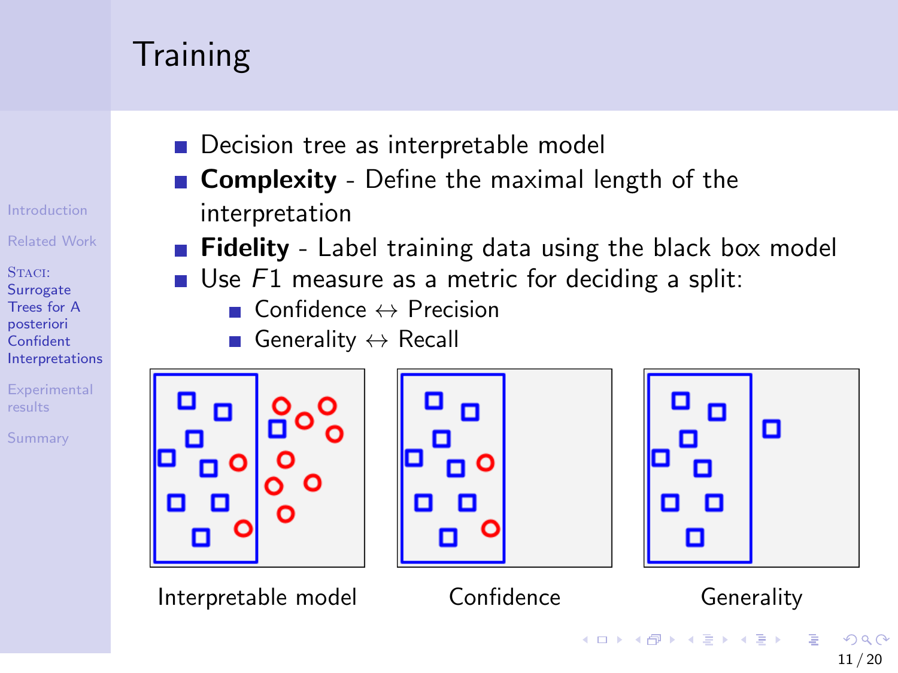# Training

- Decision tree as interpretable model
- **Complexity** - Define the maximal length of the interpretation
- **Fidelity** - Label training data using the black box model
- Use $F1$ measure as a metric for deciding a split:
  - Confidence $\leftrightarrow$ Precision
  - Generality $\leftrightarrow$ Recall

Interpretable model

Confidence

Generality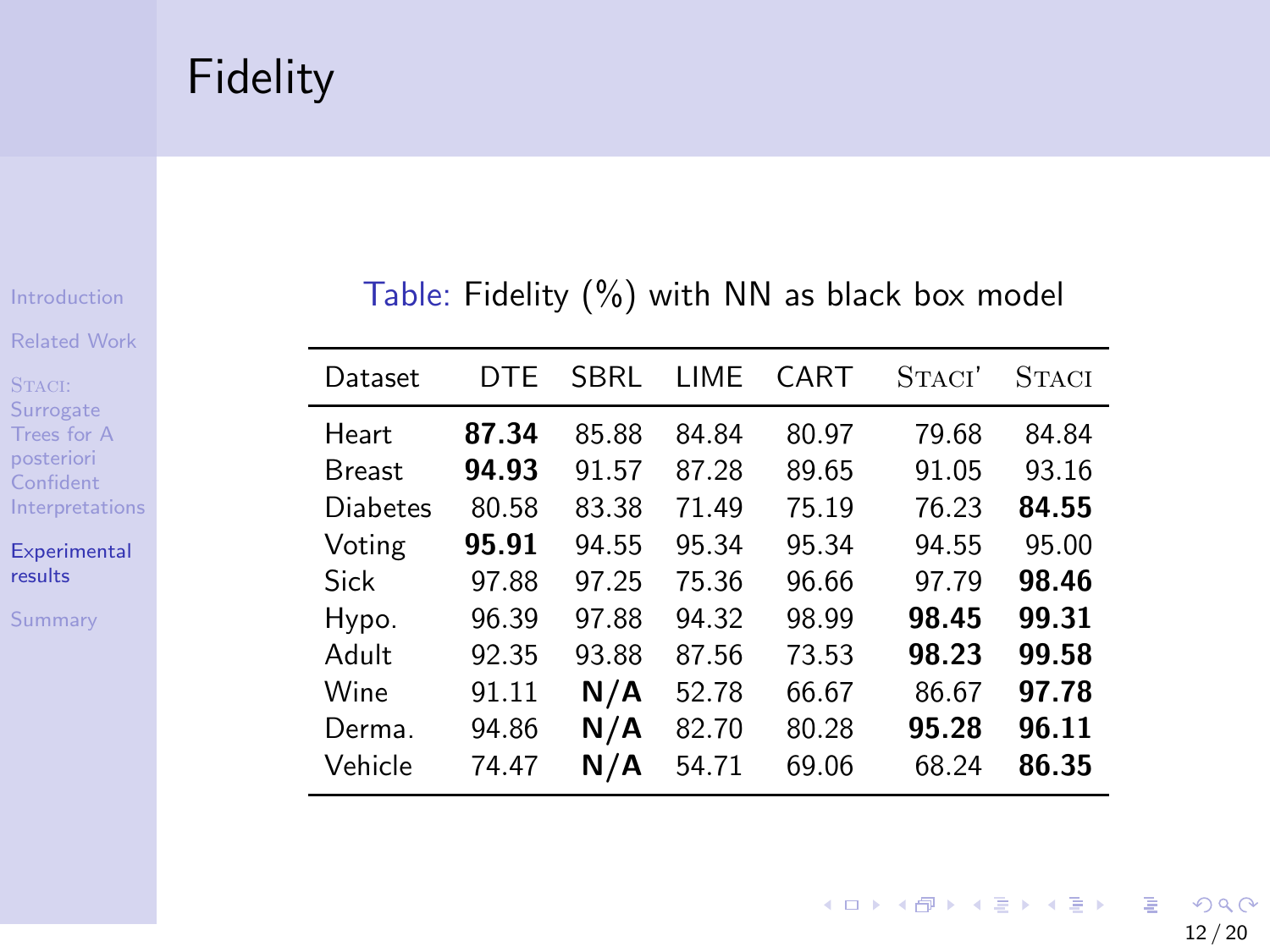# Fidelity

Table: Fidelity (%) with NN as black box model

| Dataset | DTE | SBRL | LIME | CART | STACI' | STACI |
|---|---|---|---|---|---|---|
| Heart | **87.34** | 85.88 | 84.84 | 80.97 | 79.68 | 84.84 |
| Breast | **94.93** | 91.57 | 87.28 | 89.65 | 91.05 | 93.16 |
| Diabetes | 80.58 | 83.38 | 71.49 | 75.19 | 76.23 | **84.55** |
| Voting | **95.91** | 94.55 | 95.34 | 95.34 | 94.55 | 95.00 |
| Sick | 97.88 | 97.25 | 75.36 | 96.66 | 97.79 | **98.46** |
| Hypo. | 96.39 | 97.88 | 94.32 | 98.99 | **98.45** | **99.31** |
| Adult | 92.35 | 93.88 | 87.56 | 73.53 | **98.23** | **99.58** |
| Wine | 91.11 | **N/A** | 52.78 | 66.67 | 86.67 | **97.78** |
| Derma. | 94.86 | **N/A** | 82.70 | 80.28 | **95.28** | **96.11** |
| Vehicle | 74.47 | **N/A** | 54.71 | 69.06 | 68.24 | **86.35** |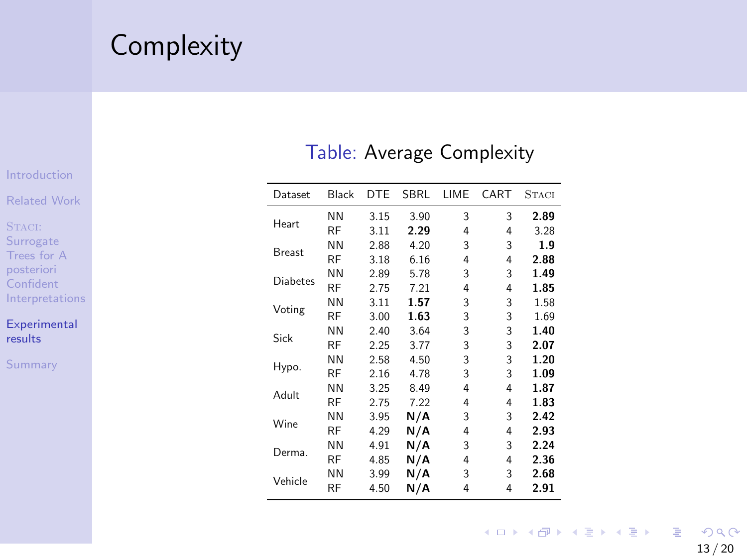# Complexity

Table: Average Complexity

| Dataset | Black | DTE | SBRL | LIME | CART | STACI |
|---|---|---|---|---|---|---|
| Heart | NN | 3.15 | 3.90 | 3 | 3 | **2.89** |
| | RF | 3.11 | **2.29** | 4 | 4 | 3.28 |
| Breast | NN | 2.88 | 4.20 | 3 | 3 | **1.9** |
| | RF | 3.18 | 6.16 | 4 | 4 | **2.88** |
| Diabetes | NN | 2.89 | 5.78 | 3 | 3 | **1.49** |
| | RF | 2.75 | 7.21 | 4 | 4 | **1.85** |
| Voting | NN | 3.11 | **1.57** | 3 | 3 | 1.58 |
| | RF | 3.00 | **1.63** | 3 | 3 | 1.69 |
| Sick | NN | 2.40 | 3.64 | 3 | 3 | **1.40** |
| | RF | 2.25 | 3.77 | 3 | 3 | **2.07** |
| Hypo. | NN | 2.58 | 4.50 | 3 | 3 | **1.20** |
| | RF | 2.16 | 4.78 | 3 | 3 | **1.09** |
| Adult | NN | 3.25 | 8.49 | 4 | 4 | **1.87** |
| | RF | 2.75 | 7.22 | 4 | 4 | **1.83** |
| Wine | NN | 3.95 | **N/A** | 3 | 3 | **2.42** |
| | RF | 4.29 | **N/A** | 4 | 4 | **2.93** |
| Derma. | NN | 4.91 | **N/A** | 3 | 3 | **2.24** |
| | RF | 4.85 | **N/A** | 4 | 4 | **2.36** |
| Vehicle | NN | 3.99 | **N/A** | 3 | 3 | **2.68** |
| | RF | 4.50 | **N/A** | 4 | 4 | **2.91** |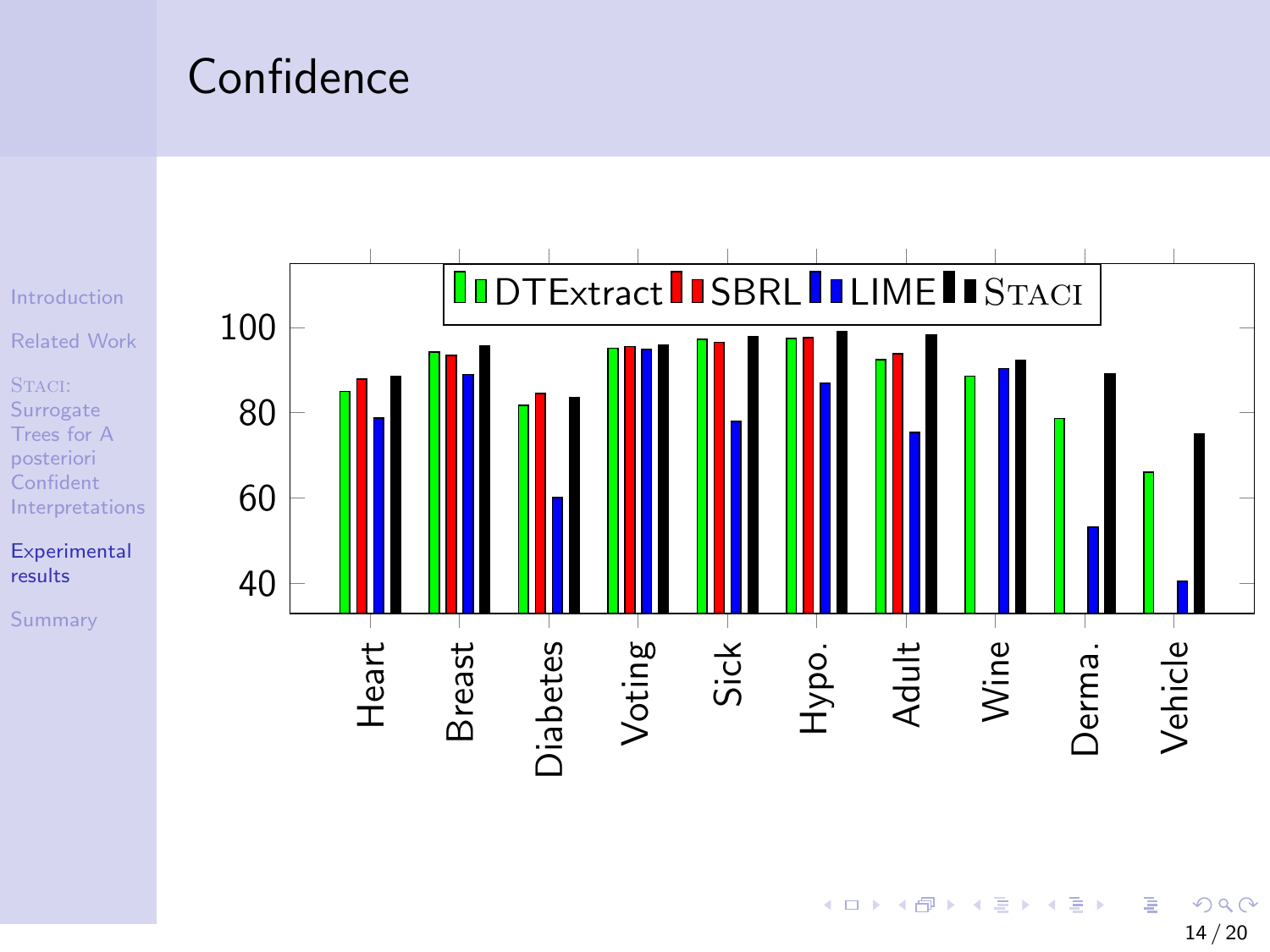# Confidence

Legend: DTExtract, SBRL, LIME, STACI

Y-axis: 40, 60, 80, 100

X-axis: Heart, Breast, Diabetes, Voting, Sick, Hypo., Adult, Wine, Derma., Vehicle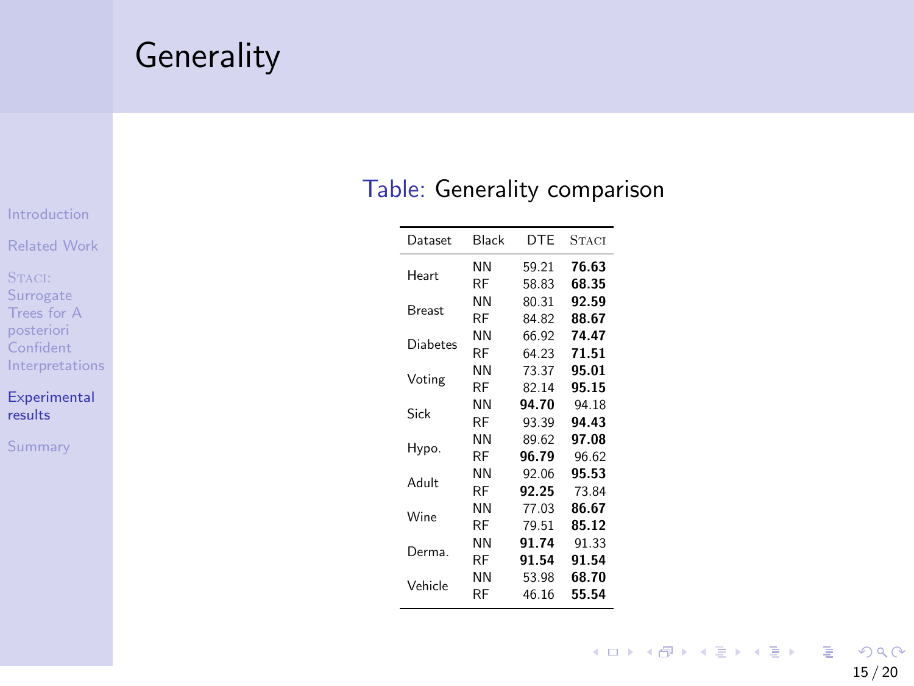# Generality

Table: Generality comparison

| Dataset | Black | DTE | STACI |
|---|---|---|---|
| Heart | NN | 59.21 | **76.63** |
| | RF | 58.83 | **68.35** |
| Breast | NN | 80.31 | **92.59** |
| | RF | 84.82 | **88.67** |
| Diabetes | NN | 66.92 | **74.47** |
| | RF | 64.23 | **71.51** |
| Voting | NN | 73.37 | **95.01** |
| | RF | 82.14 | **95.15** |
| Sick | NN | **94.70** | 94.18 |
| | RF | 93.39 | **94.43** |
| Hypo. | NN | 89.62 | **97.08** |
| | RF | **96.79** | 96.62 |
| Adult | NN | 92.06 | **95.53** |
| | RF | **92.25** | 73.84 |
| Wine | NN | 77.03 | **86.67** |
| | RF | 79.51 | **85.12** |
| Derma. | NN | **91.74** | 91.33 |
| | RF | **91.54** | **91.54** |
| Vehicle | NN | 53.98 | **68.70** |
| | RF | 46.16 | **55.54** |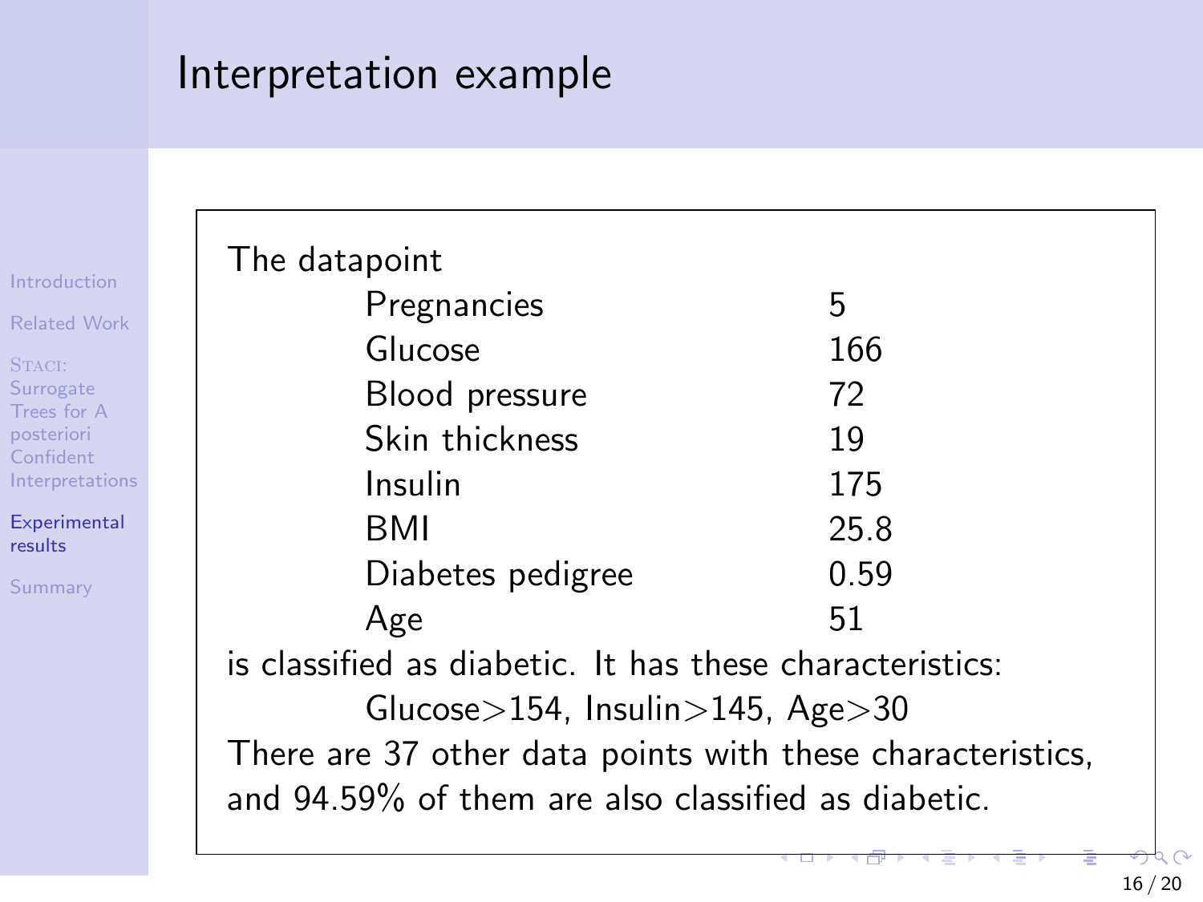# Interpretation example

The datapoint

| | |
|---|---|
| Pregnancies | 5 |
| Glucose | 166 |
| Blood pressure | 72 |
| Skin thickness | 19 |
| Insulin | 175 |
| BMI | 25.8 |
| Diabetes pedigree | 0.59 |
| Age | 51 |

is classified as diabetic. It has these characteristics:

Glucose>154, Insulin>145, Age>30

There are 37 other data points with these characteristics, and 94.59% of them are also classified as diabetic.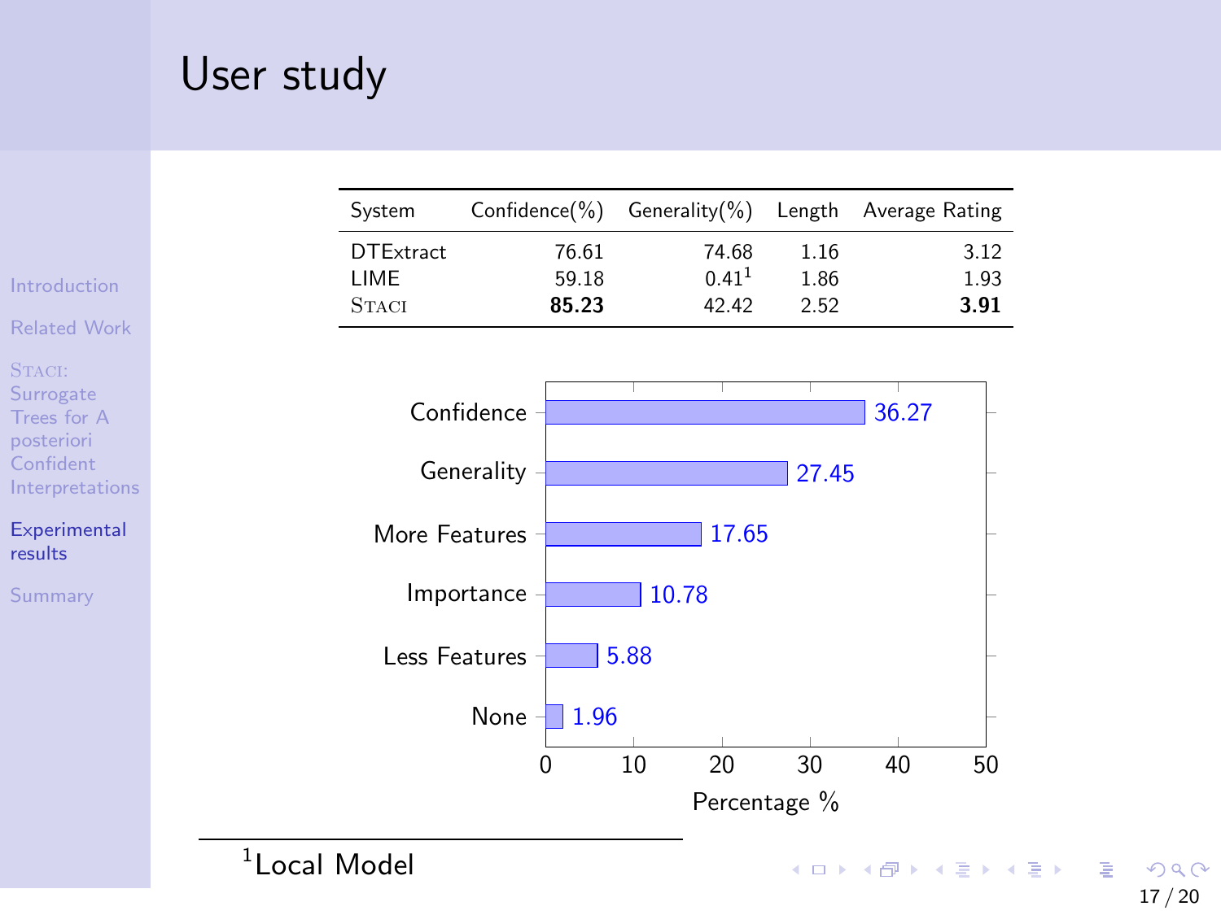# User study

| System | Confidence(%) | Generality(%) | Length | Average Rating |
|---|---|---|---|---|
| DTExtract | 76.61 | 74.68 | 1.16 | 3.12 |
| LIME | 59.18 | 0.41[1] | 1.86 | 1.93 |
| STACI | **85.23** | 42.42 | 2.52 | **3.91** |

| Category | Percentage % |
|---|---|
| Confidence | 36.27 |
| Generality | 27.45 |
| More Features | 17.65 |
| Importance | 10.78 |
| Less Features | 5.88 |
| None | 1.96 |

[1] Local Model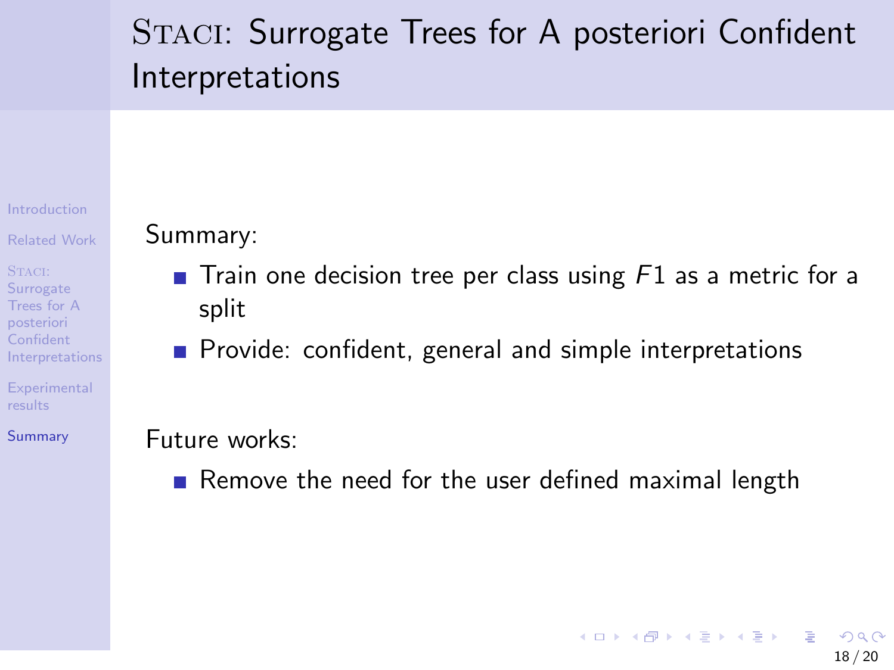# STACI: Surrogate Trees for A posteriori Confident Interpretations

Summary:

- Train one decision tree per class using $F1$ as a metric for a split
- Provide: confident, general and simple interpretations

Future works:

- Remove the need for the user defined maximal length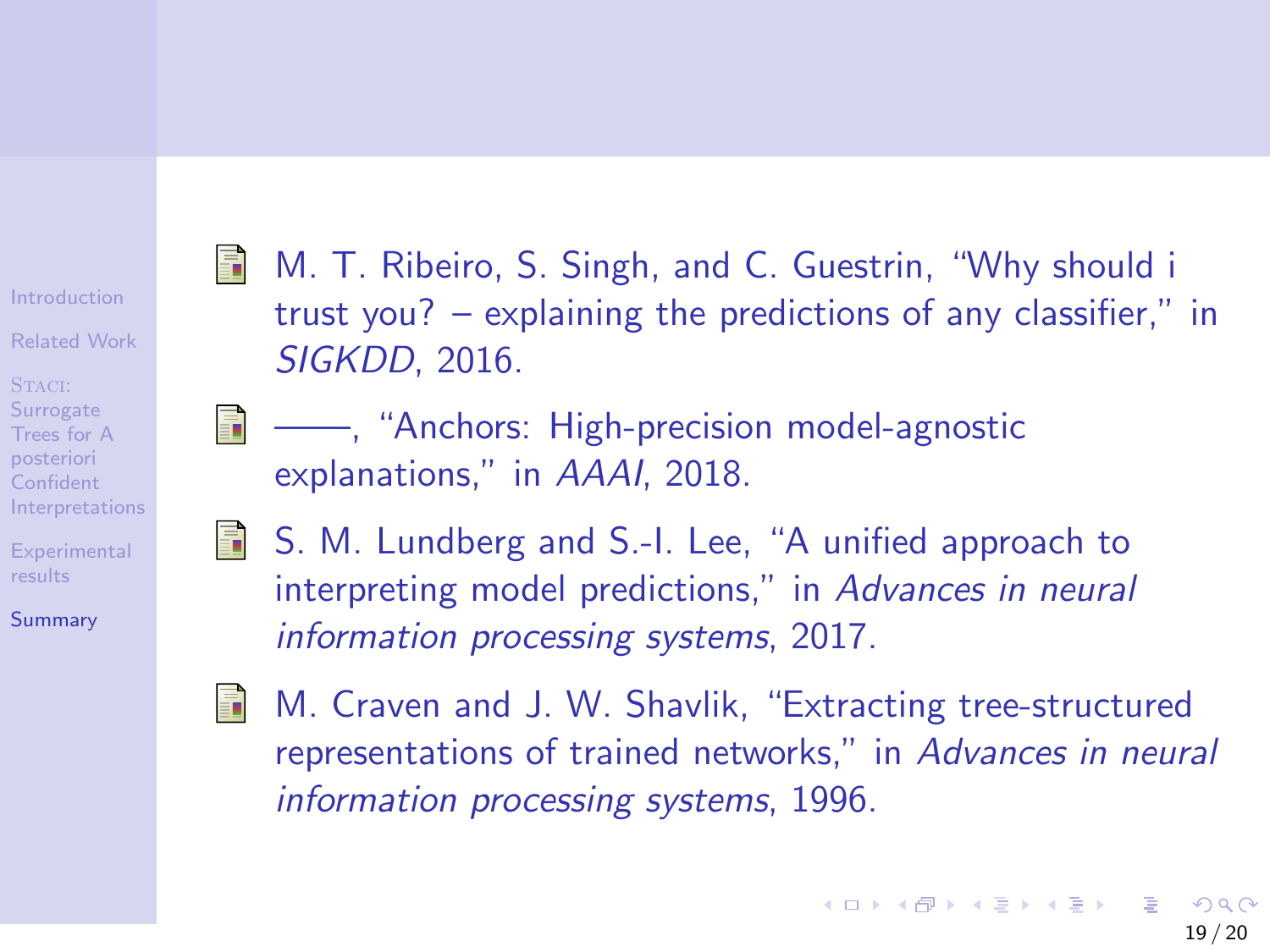- M. T. Ribeiro, S. Singh, and C. Guestrin, "Why should i trust you? – explaining the predictions of any classifier," in *SIGKDD*, 2016.

- ——, "Anchors: High-precision model-agnostic explanations," in *AAAI*, 2018.

- S. M. Lundberg and S.-I. Lee, "A unified approach to interpreting model predictions," in *Advances in neural information processing systems*, 2017.

- M. Craven and J. W. Shavlik, "Extracting tree-structured representations of trained networks," in *Advances in neural information processing systems*, 1996.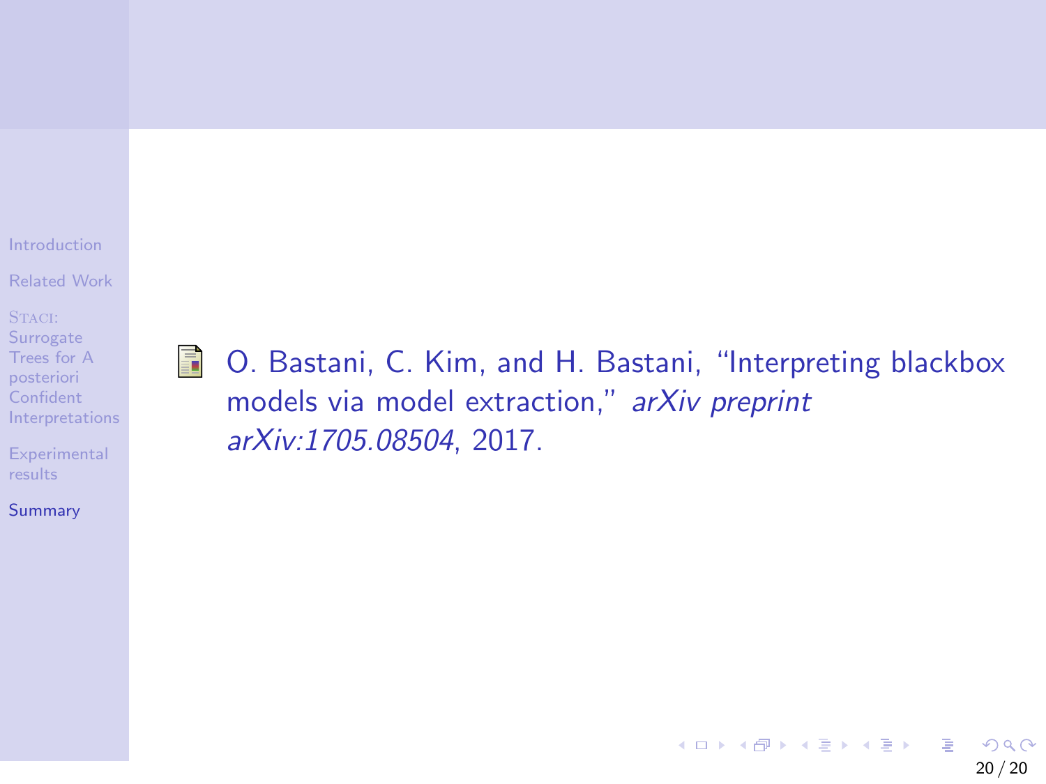O. Bastani, C. Kim, and H. Bastani, "Interpreting blackbox models via model extraction," *arXiv preprint arXiv:1705.08504*, 2017.